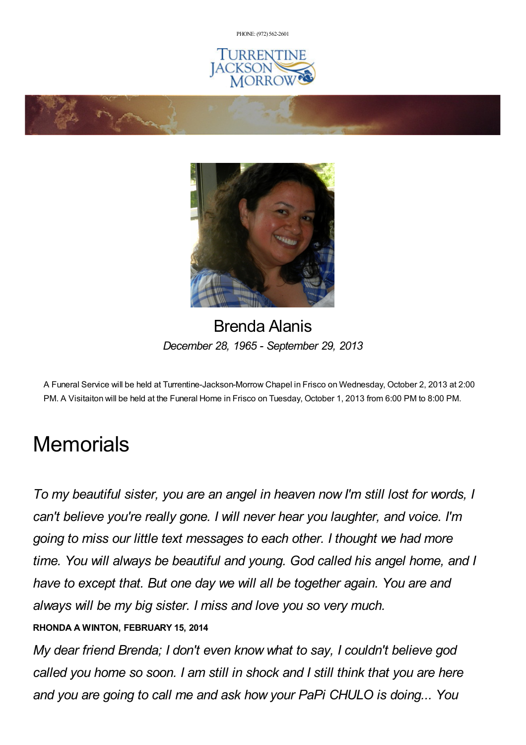PHONE: (972) 562-2601

Turrentine Jackson Morrow

Brenda Alanis

*December 28, 1965 - September 29, 2013*

A Funeral Service will be held at Turrentine-Jackson-Morrow Chapel in Frisco on Wednesday, October 2, 2013 at 2:00 PM. A Visitaiton will be held at the Funeral Home in Frisco on Tuesday, October 1, 2013 from 6:00 PM to 8:00 PM.

# Memorials

*To my beautiful sister, you are an angel in heaven now I'm still lost for words, I can't believe you're really gone. I will never hear you laughter, and voice. I'm going to miss our little text messages to each other. I thought we had more time. You will always be beautiful and young. God called his angel home, and I have to except that. But one day we will all be together again. You are and always will be my big sister. I miss and love you so very much.*

**RHONDA A WINTON, FEBRUARY 15, 2014**

*My dear friend Brenda; I don't even know what to say, I couldn't believe god called you home so soon. I am still in shock and I still think that you are here and you are going to call me and ask how your PaPi CHULO is doing... You*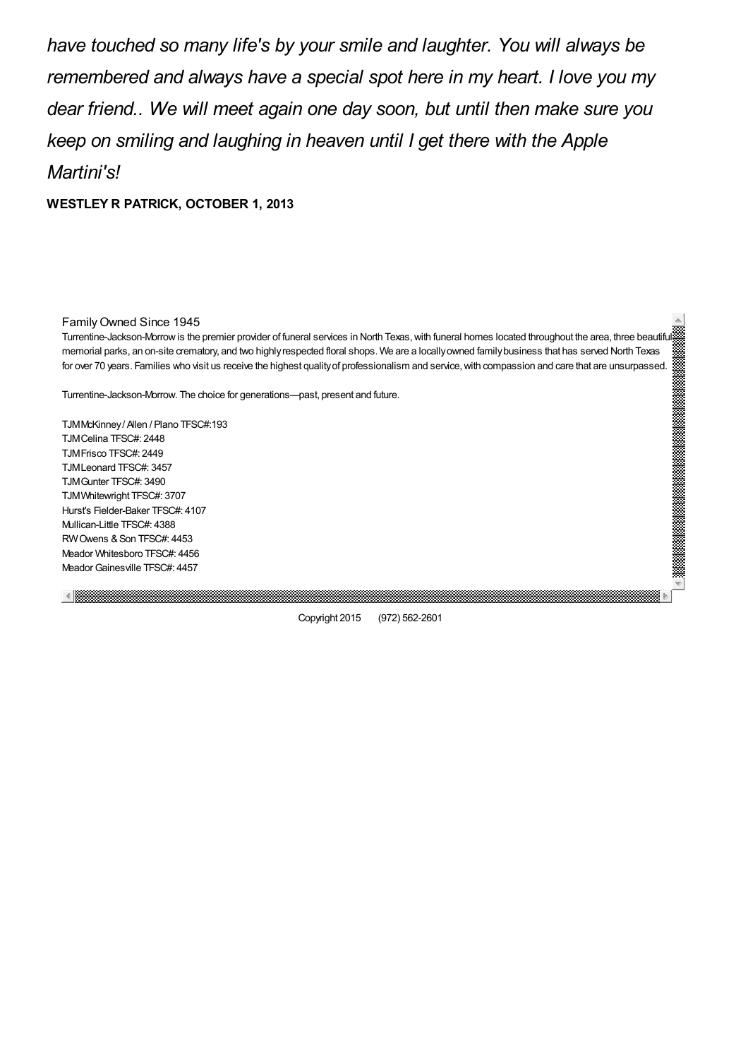*have touched so many life's by your smile and laughter. You will always be remembered and always have a special spot here in my heart. I love you my dear friend.. We will meet again one day soon, but until then make sure you keep on smiling and laughing in heaven until I get there with the Apple Martini's!*

**WESTLEY R PATRICK, OCTOBER 1, 2013**

Family Owned Since 1945

Turrentine-Jackson-Morrow is the premier provider of funeral services in North Texas, with funeral homes located throughout the area, three beautiful memorial parks, an on-site crematory, and two highly respected floral shops. We are a locally owned family business that has served North Texas for over 70 years. Families who visit us receive the highest quality of professionalism and service, with compassion and care that are unsurpassed.

Turrentine-Jackson-Morrow. The choice for generations—past, present and future.

TJM McKinney / Allen / Plano TFSC#:193
TJM Celina TFSC#: 2448
TJM Frisco TFSC#: 2449
TJM Leonard TFSC#: 3457
TJM Gunter TFSC#: 3490
TJM Whitewright TFSC#: 3707
Hurst's Fielder-Baker TFSC#: 4107
Mullican-Little TFSC#: 4388
RW Owens & Son TFSC#: 4453
Meador Whitesboro TFSC#: 4456
Meador Gainesville TFSC#: 4457

Copyright 2015 (972) 562-2601